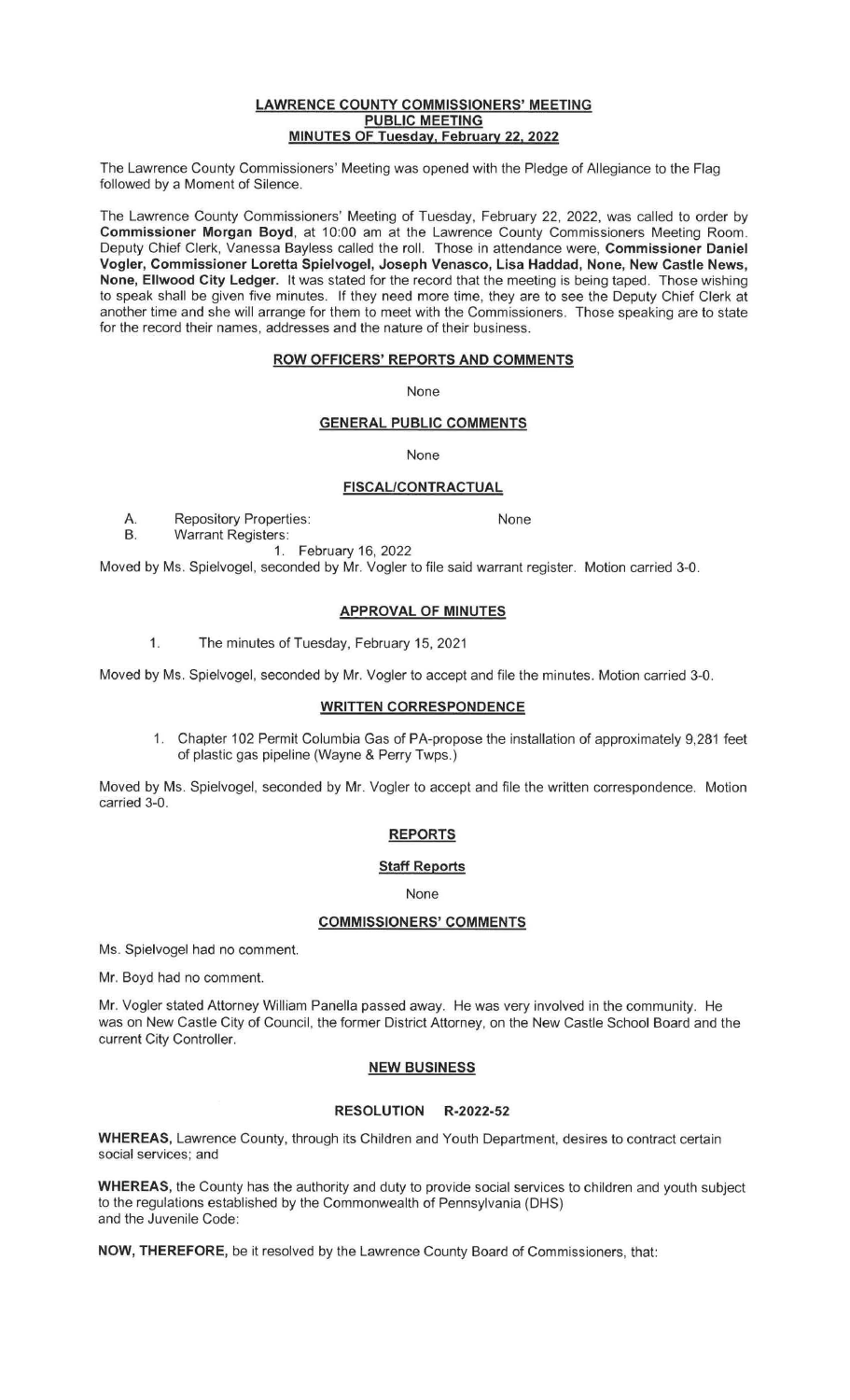**LAWRENCE COUNTY COMMISSIONERS' MEETING**
**PUBLIC MEETING**
**MINUTES OF Tuesday, February 22, 2022**

The Lawrence County Commissioners' Meeting was opened with the Pledge of Allegiance to the Flag followed by a Moment of Silence.

The Lawrence County Commissioners' Meeting of Tuesday, February 22, 2022, was called to order by **Commissioner Morgan Boyd**, at 10:00 am at the Lawrence County Commissioners Meeting Room. Deputy Chief Clerk, Vanessa Bayless called the roll. Those in attendance were, **Commissioner Daniel Vogler, Commissioner Loretta Spielvogel, Joseph Venasco, Lisa Haddad, None, New Castle News, None, Ellwood City Ledger.** It was stated for the record that the meeting is being taped. Those wishing to speak shall be given five minutes. If they need more time, they are to see the Deputy Chief Clerk at another time and she will arrange for them to meet with the Commissioners. Those speaking are to state for the record their names, addresses and the nature of their business.

**ROW OFFICERS' REPORTS AND COMMENTS**

None

**GENERAL PUBLIC COMMENTS**

None

**FISCAL/CONTRACTUAL**

A. Repository Properties: None
B. Warrant Registers:
   1. February 16, 2022

Moved by Ms. Spielvogel, seconded by Mr. Vogler to file said warrant register. Motion carried 3-0.

**APPROVAL OF MINUTES**

1. The minutes of Tuesday, February 15, 2021

Moved by Ms. Spielvogel, seconded by Mr. Vogler to accept and file the minutes. Motion carried 3-0.

**WRITTEN CORRESPONDENCE**

1. Chapter 102 Permit Columbia Gas of PA-propose the installation of approximately 9,281 feet of plastic gas pipeline (Wayne & Perry Twps.)

Moved by Ms. Spielvogel, seconded by Mr. Vogler to accept and file the written correspondence. Motion carried 3-0.

**REPORTS**

**Staff Reports**

None

**COMMISSIONERS' COMMENTS**

Ms. Spielvogel had no comment.

Mr. Boyd had no comment.

Mr. Vogler stated Attorney William Panella passed away. He was very involved in the community. He was on New Castle City of Council, the former District Attorney, on the New Castle School Board and the current City Controller.

**NEW BUSINESS**

**RESOLUTION R-2022-52**

**WHEREAS,** Lawrence County, through its Children and Youth Department, desires to contract certain social services; and

**WHEREAS,** the County has the authority and duty to provide social services to children and youth subject to the regulations established by the Commonwealth of Pennsylvania (DHS) and the Juvenile Code:

**NOW, THEREFORE,** be it resolved by the Lawrence County Board of Commissioners, that: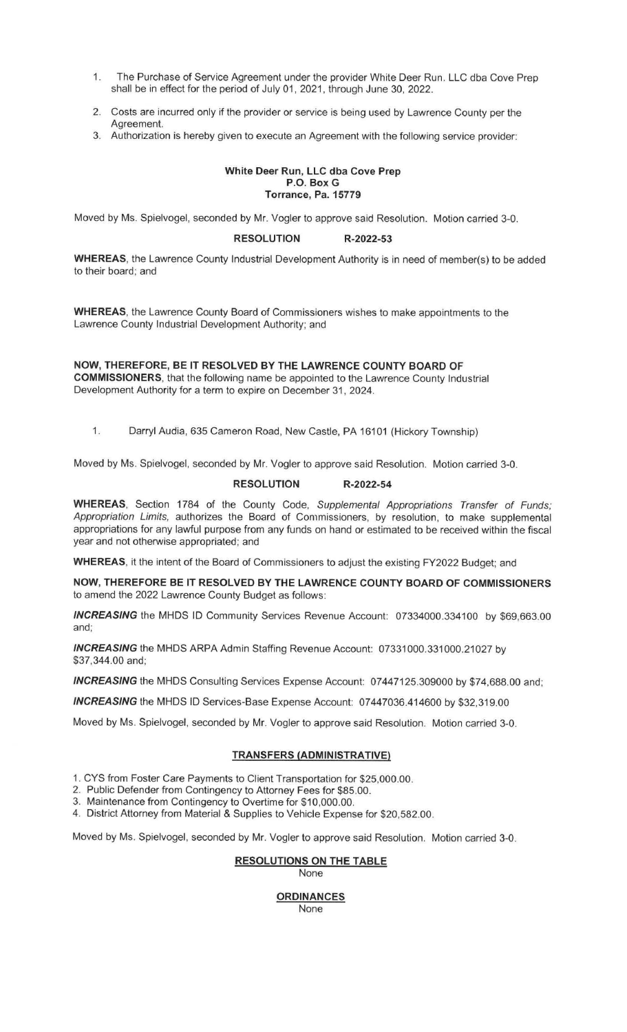1. The Purchase of Service Agreement under the provider White Deer Run. LLC dba Cove Prep shall be in effect for the period of July 01, 2021, through June 30, 2022.
2. Costs are incurred only if the provider or service is being used by Lawrence County per the Agreement.
3. Authorization is hereby given to execute an Agreement with the following service provider:

**White Deer Run, LLC dba Cove Prep**
**P.O. Box G**
**Torrance, Pa. 15779**

Moved by Ms. Spielvogel, seconded by Mr. Vogler to approve said Resolution. Motion carried 3-0.

**RESOLUTION R-2022-53**

**WHEREAS**, the Lawrence County Industrial Development Authority is in need of member(s) to be added to their board; and

**WHEREAS**, the Lawrence County Board of Commissioners wishes to make appointments to the Lawrence County Industrial Development Authority; and

**NOW, THEREFORE, BE IT RESOLVED BY THE LAWRENCE COUNTY BOARD OF COMMISSIONERS**, that the following name be appointed to the Lawrence County Industrial Development Authority for a term to expire on December 31, 2024.

1. Darryl Audia, 635 Cameron Road, New Castle, PA 16101 (Hickory Township)

Moved by Ms. Spielvogel, seconded by Mr. Vogler to approve said Resolution. Motion carried 3-0.

**RESOLUTION R-2022-54**

**WHEREAS**, Section 1784 of the County Code, *Supplemental Appropriations Transfer of Funds; Appropriation Limits,* authorizes the Board of Commissioners, by resolution, to make supplemental appropriations for any lawful purpose from any funds on hand or estimated to be received within the fiscal year and not otherwise appropriated; and

**WHEREAS**, it the intent of the Board of Commissioners to adjust the existing FY2022 Budget; and

**NOW, THEREFORE BE IT RESOLVED BY THE LAWRENCE COUNTY BOARD OF COMMISSIONERS** to amend the 2022 Lawrence County Budget as follows:

***INCREASING*** the MHDS ID Community Services Revenue Account: 07334000.334100 by $69,663.00 and;

***INCREASING*** the MHDS ARPA Admin Staffing Revenue Account: 07331000.331000.21027 by $37,344.00 and;

***INCREASING*** the MHDS Consulting Services Expense Account: 07447125.309000 by $74,688.00 and;

***INCREASING*** the MHDS ID Services-Base Expense Account: 07447036.414600 by $32,319.00

Moved by Ms. Spielvogel, seconded by Mr. Vogler to approve said Resolution. Motion carried 3-0.

**TRANSFERS (ADMINISTRATIVE)**

1. CYS from Foster Care Payments to Client Transportation for $25,000.00.
2. Public Defender from Contingency to Attorney Fees for $85.00.
3. Maintenance from Contingency to Overtime for $10,000.00.
4. District Attorney from Material & Supplies to Vehicle Expense for $20,582.00.

Moved by Ms. Spielvogel, seconded by Mr. Vogler to approve said Resolution. Motion carried 3-0.

**RESOLUTIONS ON THE TABLE**

None

**ORDINANCES**

None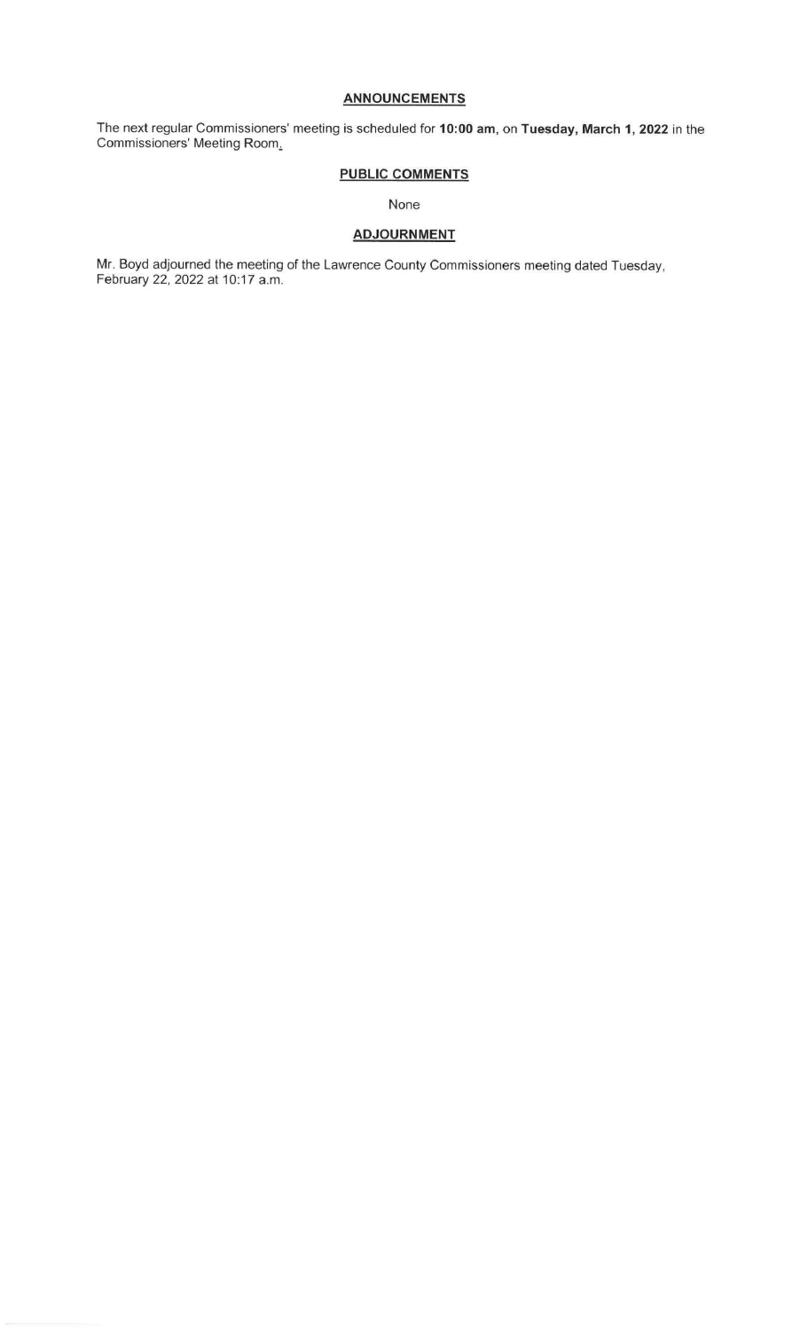## ANNOUNCEMENTS

The next regular Commissioners' meeting is scheduled for **10:00 am**, on **Tuesday, March 1, 2022** in the Commissioners' Meeting Room.

## PUBLIC COMMENTS

None

## ADJOURNMENT

Mr. Boyd adjourned the meeting of the Lawrence County Commissioners meeting dated Tuesday, February 22, 2022 at 10:17 a.m.